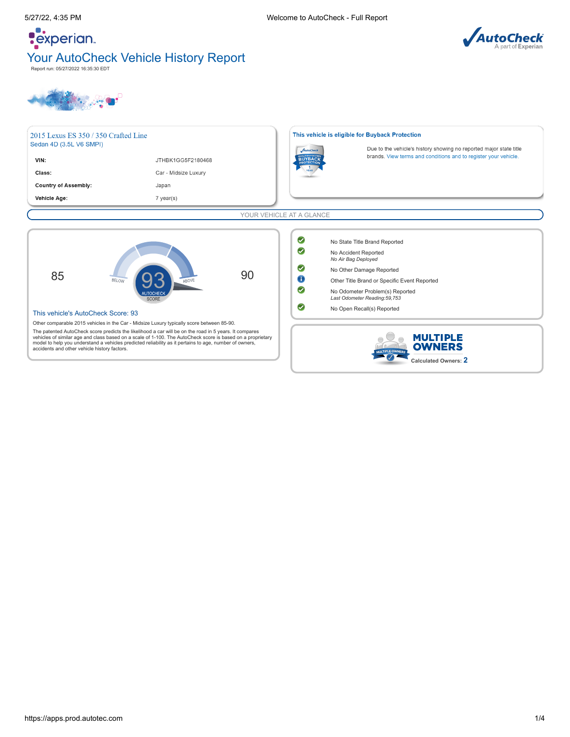# Your AutoCheck Vehicle History Report

Report run: 05/27/2022 16:35:30 EDT

## 2015 Lexus ES 350 / 350 Crafted Line

Sedan 4D (3.5L V6 SMPI)

| | |
|---|---|
| **VIN:** | JTHBK1GG5F2180468 |
| **Class:** | Car - Midsize Luxury |
| **Country of Assembly:** | Japan |
| **Vehicle Age:** | 7 year(s) |

**This vehicle is eligible for Buyback Protection**

Due to the vehicle's history showing no reported major state title brands. View terms and conditions and to register your vehicle.

## YOUR VEHICLE AT A GLANCE

85

BELOW

93

AUTOCHECK SCORE

ABOVE

90

This vehicle's AutoCheck Score: 93

Other comparable 2015 vehicles in the Car - Midsize Luxury typically score between 85-90.

The patented AutoCheck score predicts the likelihood a car will be on the road in 5 years. It compares vehicles of similar age and class based on a scale of 1-100. The AutoCheck score is based on a proprietary model to help you understand a vehicles predicted reliability as it pertains to age, number of owners, accidents and other vehicle history factors.

- No State Title Brand Reported
- No Accident Reported
  *No Air Bag Deployed*
- No Other Damage Reported
- Other Title Brand or Specific Event Reported
- No Odometer Problem(s) Reported
  *Last Odometer Reading:59,753*
- No Open Recall(s) Reported

**MULTIPLE OWNERS**

Calculated Owners: 2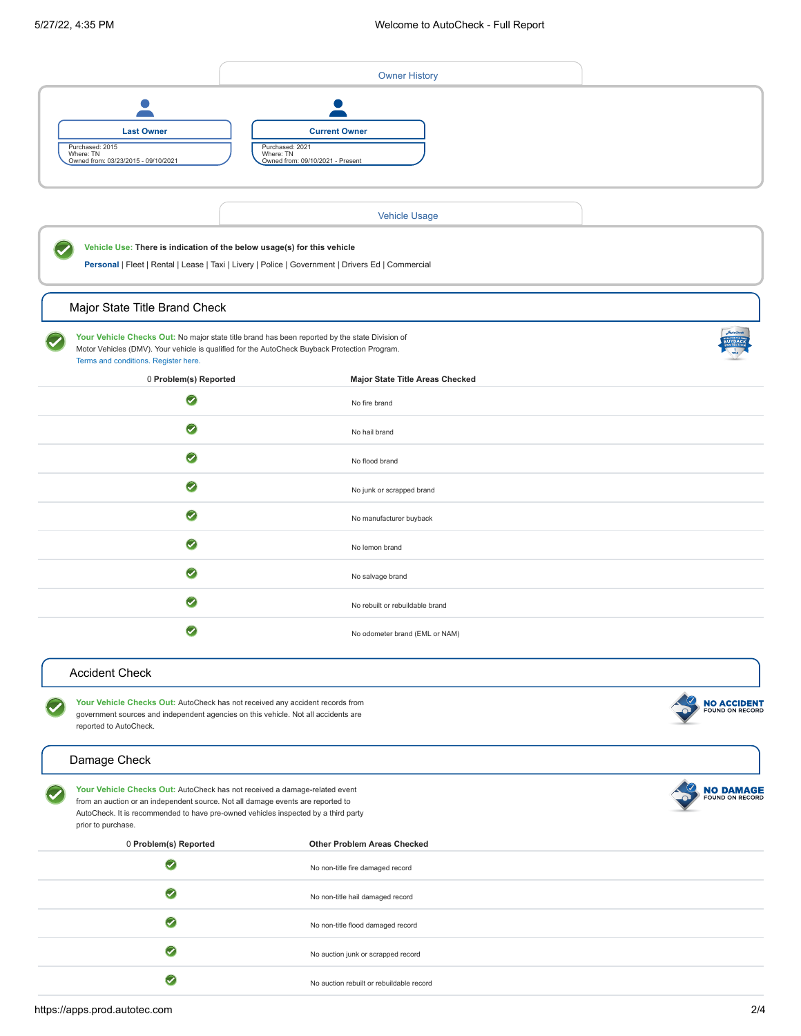## Owner History

**Last Owner**
Purchased: 2015
Where: TN
Owned from: 03/23/2015 - 09/10/2021

**Current Owner**
Purchased: 2021
Where: TN
Owned from: 09/10/2021 - Present

## Vehicle Usage

**Vehicle Use:** **There is indication of the below usage(s) for this vehicle**

**Personal** | Fleet | Rental | Lease | Taxi | Livery | Police | Government | Drivers Ed | Commercial

## Major State Title Brand Check

**Your Vehicle Checks Out:** No major state title brand has been reported by the state Division of Motor Vehicles (DMV). Your vehicle is qualified for the AutoCheck Buyback Protection Program.
Terms and conditions. Register here.

| 0 Problem(s) Reported | Major State Title Areas Checked |
|---|---|
| ✔ | No fire brand |
| ✔ | No hail brand |
| ✔ | No flood brand |
| ✔ | No junk or scrapped brand |
| ✔ | No manufacturer buyback |
| ✔ | No lemon brand |
| ✔ | No salvage brand |
| ✔ | No rebuilt or rebuildable brand |
| ✔ | No odometer brand (EML or NAM) |

## Accident Check

**Your Vehicle Checks Out:** AutoCheck has not received any accident records from government sources and independent agencies on this vehicle. Not all accidents are reported to AutoCheck.

NO ACCIDENT FOUND ON RECORD

## Damage Check

**Your Vehicle Checks Out:** AutoCheck has not received a damage-related event from an auction or an independent source. Not all damage events are reported to AutoCheck. It is recommended to have pre-owned vehicles inspected by a third party prior to purchase.

NO DAMAGE FOUND ON RECORD

| 0 Problem(s) Reported | Other Problem Areas Checked |
|---|---|
| ✔ | No non-title fire damaged record |
| ✔ | No non-title hail damaged record |
| ✔ | No non-title flood damaged record |
| ✔ | No auction junk or scrapped record |
| ✔ | No auction rebuilt or rebuildable record |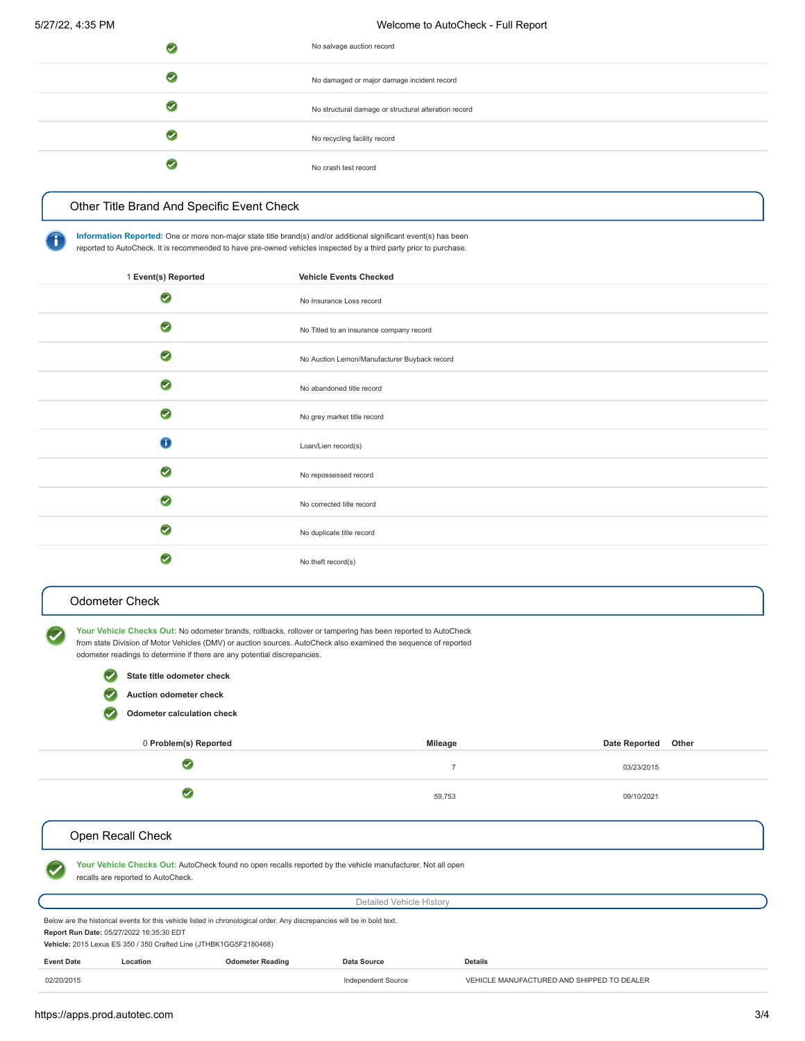| | |
|---|---|
| ✓ | No salvage auction record |
| ✓ | No damaged or major damage incident record |
| ✓ | No structural damage or structural alteration record |
| ✓ | No recycling facility record |
| ✓ | No crash test record |

## Other Title Brand And Specific Event Check

**Information Reported:** One or more non-major state title brand(s) and/or additional significant event(s) has been reported to AutoCheck. It is recommended to have pre-owned vehicles inspected by a third party prior to purchase.

| 1 **Event(s) Reported** | **Vehicle Events Checked** |
|---|---|
| ✓ | No Insurance Loss record |
| ✓ | No Titled to an insurance company record |
| ✓ | No Auction Lemon/Manufacturer Buyback record |
| ✓ | No abandoned title record |
| ✓ | No grey market title record |
| i | Loan/Lien record(s) |
| ✓ | No repossessed record |
| ✓ | No corrected title record |
| ✓ | No duplicate title record |
| ✓ | No theft record(s) |

## Odometer Check

**Your Vehicle Checks Out:** No odometer brands, rollbacks, rollover or tampering has been reported to AutoCheck from state Division of Motor Vehicles (DMV) or auction sources. AutoCheck also examined the sequence of reported odometer readings to determine if there are any potential discrepancies.

- ✓ **State title odometer check**
- ✓ **Auction odometer check**
- ✓ **Odometer calculation check**

| 0 **Problem(s) Reported** | **Mileage** | **Date Reported** | **Other** |
|---|---|---|---|
| ✓ | 7 | 03/23/2015 | |
| ✓ | 59,753 | 09/10/2021 | |

## Open Recall Check

**Your Vehicle Checks Out:** AutoCheck found no open recalls reported by the vehicle manufacturer. Not all open recalls are reported to AutoCheck.

## Detailed Vehicle History

Below are the historical events for this vehicle listed in chronological order. Any discrepancies will be in bold text.

**Report Run Date:** 05/27/2022 16:35:30 EDT

**Vehicle:** 2015 Lexus ES 350 / 350 Crafted Line (JTHBK1GG5F2180468)

| Event Date | Location | Odometer Reading | Data Source | Details |
|---|---|---|---|---|
| 02/20/2015 | | | Independent Source | VEHICLE MANUFACTURED AND SHIPPED TO DEALER |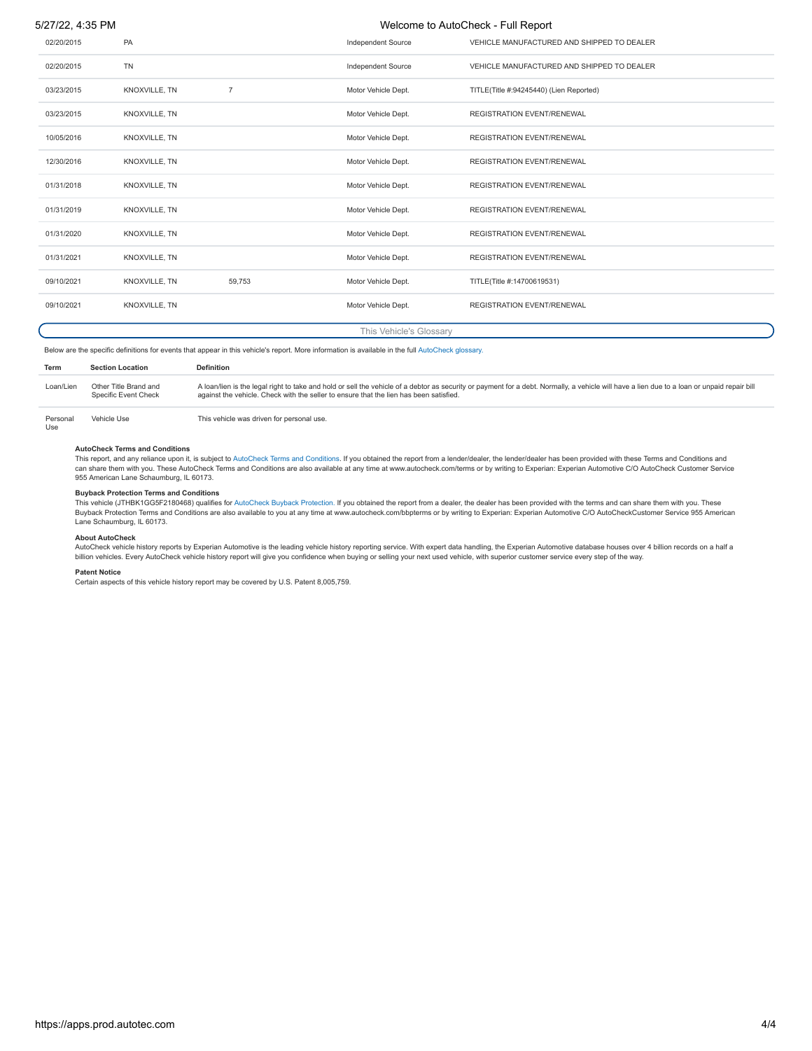| | | | | |
|---|---|---|---|---|
| 02/20/2015 | PA | | Independent Source | VEHICLE MANUFACTURED AND SHIPPED TO DEALER |
| 02/20/2015 | TN | | Independent Source | VEHICLE MANUFACTURED AND SHIPPED TO DEALER |
| 03/23/2015 | KNOXVILLE, TN | 7 | Motor Vehicle Dept. | TITLE(Title #:94245440) (Lien Reported) |
| 03/23/2015 | KNOXVILLE, TN | | Motor Vehicle Dept. | REGISTRATION EVENT/RENEWAL |
| 10/05/2016 | KNOXVILLE, TN | | Motor Vehicle Dept. | REGISTRATION EVENT/RENEWAL |
| 12/30/2016 | KNOXVILLE, TN | | Motor Vehicle Dept. | REGISTRATION EVENT/RENEWAL |
| 01/31/2018 | KNOXVILLE, TN | | Motor Vehicle Dept. | REGISTRATION EVENT/RENEWAL |
| 01/31/2019 | KNOXVILLE, TN | | Motor Vehicle Dept. | REGISTRATION EVENT/RENEWAL |
| 01/31/2020 | KNOXVILLE, TN | | Motor Vehicle Dept. | REGISTRATION EVENT/RENEWAL |
| 01/31/2021 | KNOXVILLE, TN | | Motor Vehicle Dept. | REGISTRATION EVENT/RENEWAL |
| 09/10/2021 | KNOXVILLE, TN | 59,753 | Motor Vehicle Dept. | TITLE(Title #:14700619531) |
| 09/10/2021 | KNOXVILLE, TN | | Motor Vehicle Dept. | REGISTRATION EVENT/RENEWAL |

## This Vehicle's Glossary

Below are the specific definitions for events that appear in this vehicle's report. More information is available in the full AutoCheck glossary.

| Term | Section Location | Definition |
|---|---|---|
| Loan/Lien | Other Title Brand and Specific Event Check | A loan/lien is the legal right to take and hold or sell the vehicle of a debtor as security or payment for a debt. Normally, a vehicle will have a lien due to a loan or unpaid repair bill against the vehicle. Check with the seller to ensure that the lien has been satisfied. |
| Personal Use | Vehicle Use | This vehicle was driven for personal use. |

**AutoCheck Terms and Conditions**

This report, and any reliance upon it, is subject to AutoCheck Terms and Conditions. If you obtained the report from a lender/dealer, the lender/dealer has been provided with these Terms and Conditions and can share them with you. These AutoCheck Terms and Conditions are also available at any time at www.autocheck.com/terms or by writing to Experian: Experian Automotive C/O AutoCheck Customer Service 955 American Lane Schaumburg, IL 60173.

**Buyback Protection Terms and Conditions**

This vehicle (JTHBK1GG5F2180468) qualifies for AutoCheck Buyback Protection. If you obtained the report from a dealer, the dealer has been provided with the terms and can share them with you. These Buyback Protection Terms and Conditions are also available to you at any time at www.autocheck.com/bbpterms or by writing to Experian: Experian Automotive C/O AutoCheckCustomer Service 955 American Lane Schaumburg, IL 60173.

**About AutoCheck**

AutoCheck vehicle history reports by Experian Automotive is the leading vehicle history reporting service. With expert data handling, the Experian Automotive database houses over 4 billion records on a half a billion vehicles. Every AutoCheck vehicle history report will give you confidence when buying or selling your next used vehicle, with superior customer service every step of the way.

**Patent Notice**

Certain aspects of this vehicle history report may be covered by U.S. Patent 8,005,759.